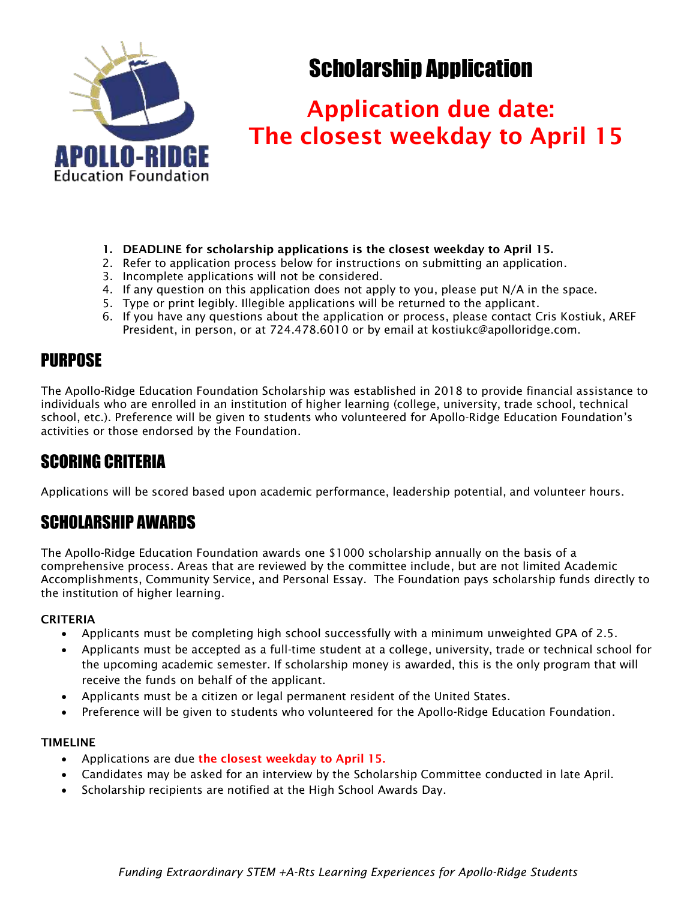APOLLO-RIDGE Education Foundation

# Scholarship Application

## Application due date: The closest weekday to April 15

1. **DEADLINE for scholarship applications is the closest weekday to April 15.**
2. Refer to application process below for instructions on submitting an application.
3. Incomplete applications will not be considered.
4. If any question on this application does not apply to you, please put N/A in the space.
5. Type or print legibly. Illegible applications will be returned to the applicant.
6. If you have any questions about the application or process, please contact Cris Kostiuk, AREF President, in person, or at 724.478.6010 or by email at kostiukc@apolloridge.com.

## PURPOSE

The Apollo-Ridge Education Foundation Scholarship was established in 2018 to provide financial assistance to individuals who are enrolled in an institution of higher learning (college, university, trade school, technical school, etc.). Preference will be given to students who volunteered for Apollo-Ridge Education Foundation's activities or those endorsed by the Foundation.

## SCORING CRITERIA

Applications will be scored based upon academic performance, leadership potential, and volunteer hours.

## SCHOLARSHIP AWARDS

The Apollo-Ridge Education Foundation awards one $1000 scholarship annually on the basis of a comprehensive process. Areas that are reviewed by the committee include, but are not limited Academic Accomplishments, Community Service, and Personal Essay. The Foundation pays scholarship funds directly to the institution of higher learning.

### CRITERIA

- Applicants must be completing high school successfully with a minimum unweighted GPA of 2.5.
- Applicants must be accepted as a full-time student at a college, university, trade or technical school for the upcoming academic semester. If scholarship money is awarded, this is the only program that will receive the funds on behalf of the applicant.
- Applicants must be a citizen or legal permanent resident of the United States.
- Preference will be given to students who volunteered for the Apollo-Ridge Education Foundation.

### TIMELINE

- Applications are due **the closest weekday to April 15.**
- Candidates may be asked for an interview by the Scholarship Committee conducted in late April.
- Scholarship recipients are notified at the High School Awards Day.

*Funding Extraordinary STEM +A-Rts Learning Experiences for Apollo-Ridge Students*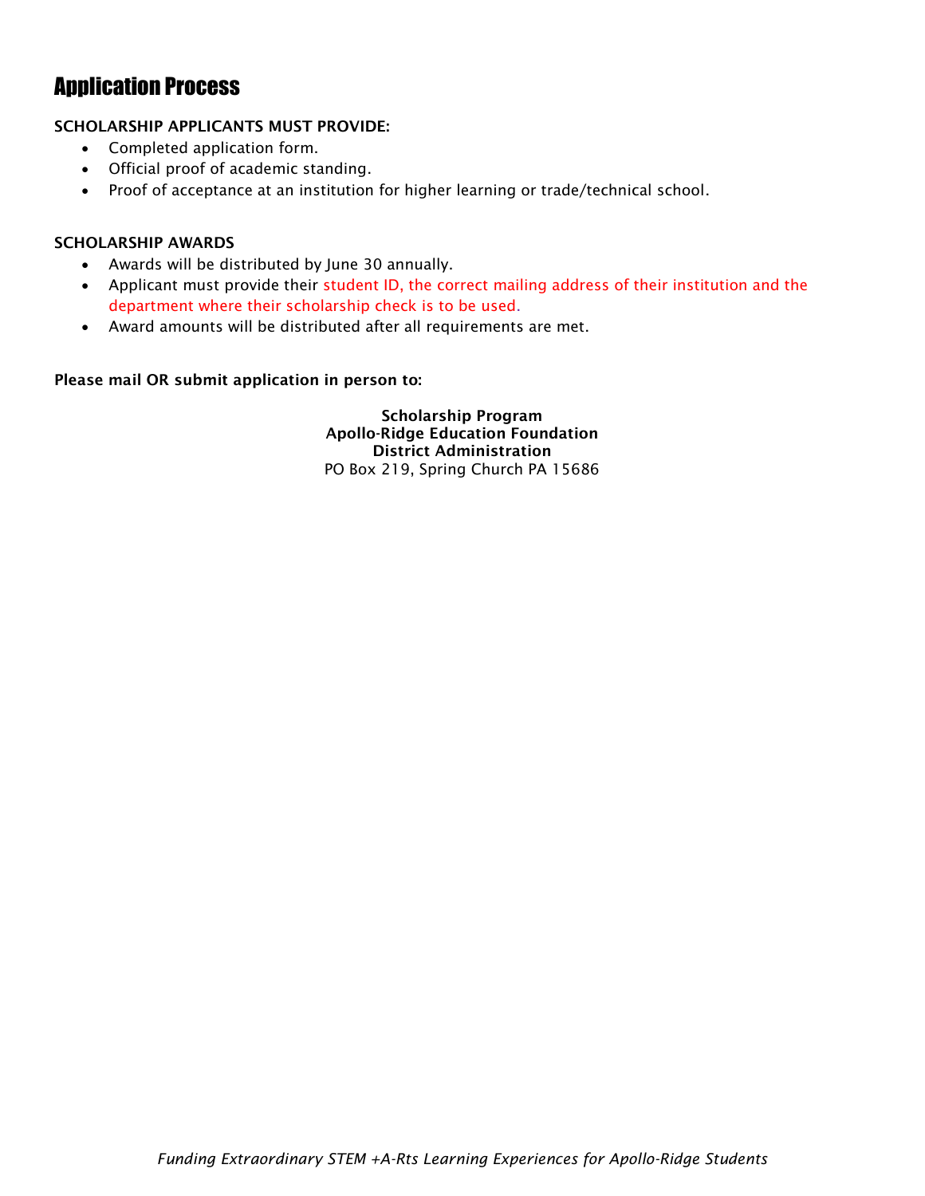## Application Process

**SCHOLARSHIP APPLICANTS MUST PROVIDE:**

- Completed application form.
- Official proof of academic standing.
- Proof of acceptance at an institution for higher learning or trade/technical school.

**SCHOLARSHIP AWARDS**

- Awards will be distributed by June 30 annually.
- Applicant must provide their student ID, the correct mailing address of their institution and the department where their scholarship check is to be used.
- Award amounts will be distributed after all requirements are met.

**Please mail OR submit application in person to:**

**Scholarship Program**
**Apollo-Ridge Education Foundation**
**District Administration**
PO Box 219, Spring Church PA 15686

*Funding Extraordinary STEM +A-Rts Learning Experiences for Apollo-Ridge Students*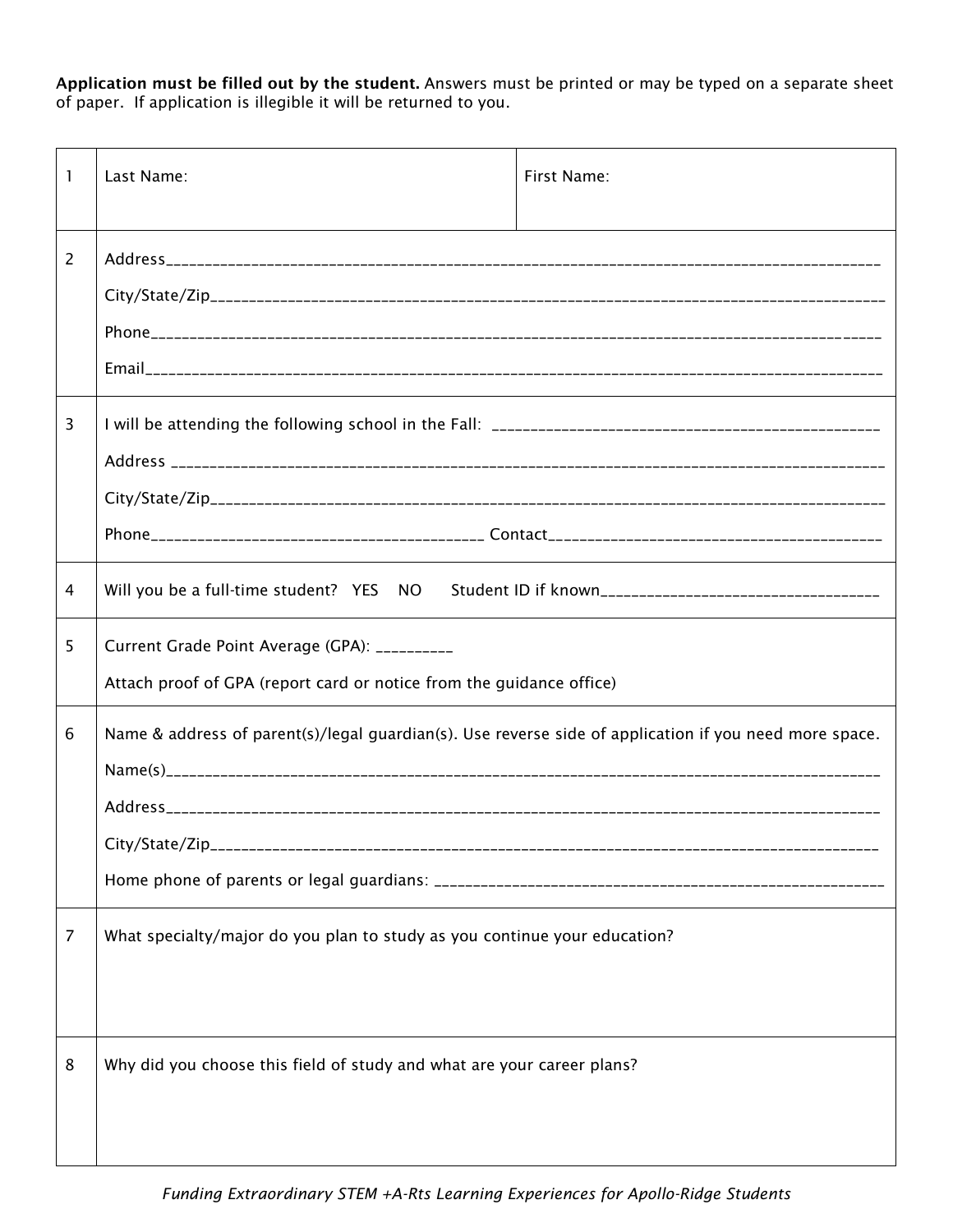**Application must be filled out by the student.** Answers must be printed or may be typed on a separate sheet of paper. If application is illegible it will be returned to you.

| | | |
|---|---|---|
| 1 | Last Name: | First Name: |
| 2 | Address________________________________________<br>City/State/Zip________________________________________<br>Phone________________________________________<br>Email________________________________________ | |
| 3 | I will be attending the following school in the Fall: ________________________<br>Address ________________________________________<br>City/State/Zip________________________________________<br>Phone____________________ Contact____________________ | |
| 4 | Will you be a full-time student? YES NO Student ID if known________________ | |
| 5 | Current Grade Point Average (GPA): __________<br>Attach proof of GPA (report card or notice from the guidance office) | |
| 6 | Name & address of parent(s)/legal guardian(s). Use reverse side of application if you need more space.<br>Name(s)________________________________________<br>Address________________________________________<br>City/State/Zip________________________________________<br>Home phone of parents or legal guardians: ________________________ | |
| 7 | What specialty/major do you plan to study as you continue your education? | |
| 8 | Why did you choose this field of study and what are your career plans? | |

*Funding Extraordinary STEM +A-Rts Learning Experiences for Apollo-Ridge Students*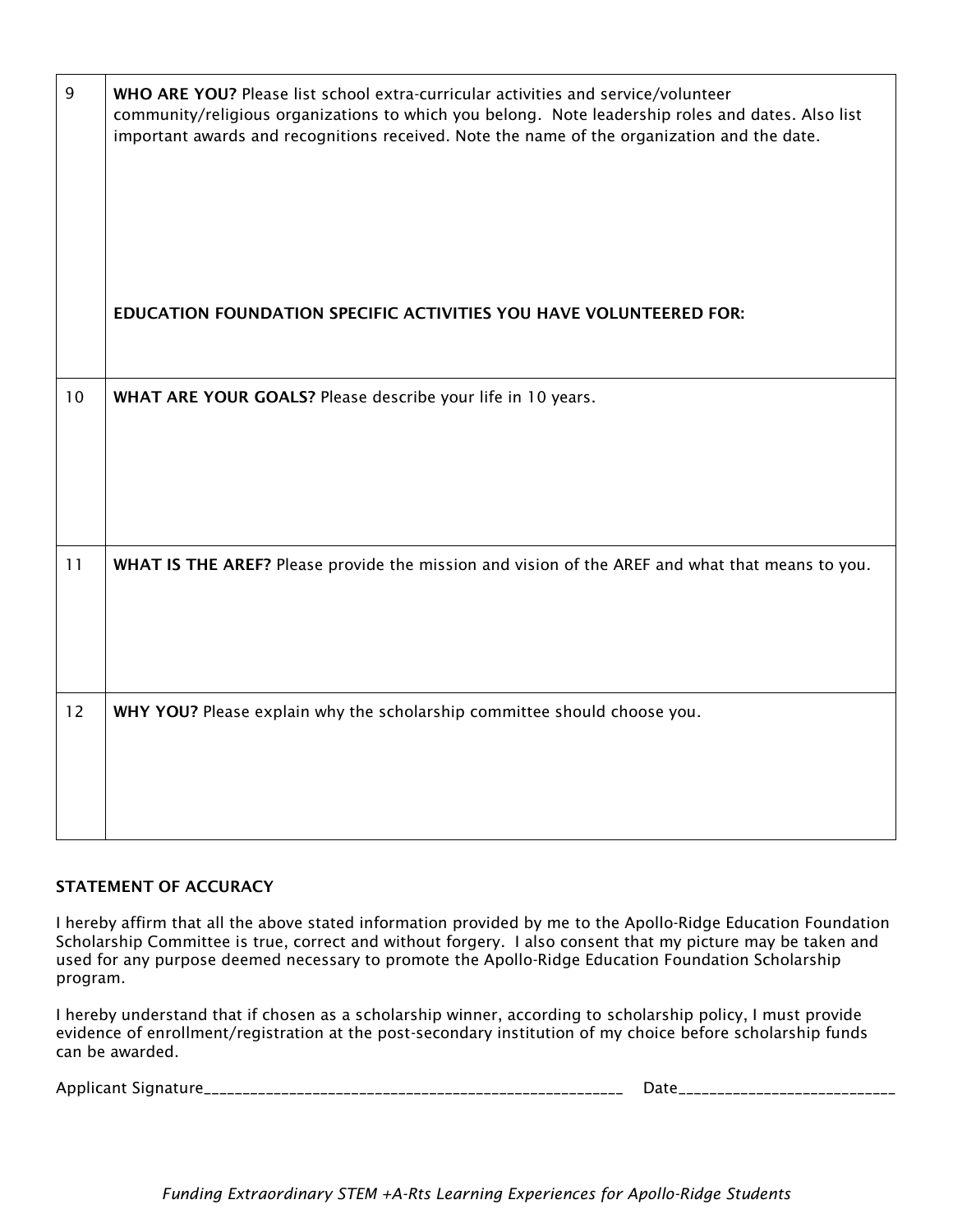| | |
|---|---|
| 9 | **WHO ARE YOU?** Please list school extra-curricular activities and service/volunteer community/religious organizations to which you belong. Note leadership roles and dates. Also list important awards and recognitions received. Note the name of the organization and the date.<br><br><br><br>**EDUCATION FOUNDATION SPECIFIC ACTIVITIES YOU HAVE VOLUNTEERED FOR:** |
| 10 | **WHAT ARE YOUR GOALS?** Please describe your life in 10 years. |
| 11 | **WHAT IS THE AREF?** Please provide the mission and vision of the AREF and what that means to you. |
| 12 | **WHY YOU?** Please explain why the scholarship committee should choose you. |

**STATEMENT OF ACCURACY**

I hereby affirm that all the above stated information provided by me to the Apollo-Ridge Education Foundation Scholarship Committee is true, correct and without forgery. I also consent that my picture may be taken and used for any purpose deemed necessary to promote the Apollo-Ridge Education Foundation Scholarship program.

I hereby understand that if chosen as a scholarship winner, according to scholarship policy, I must provide evidence of enrollment/registration at the post-secondary institution of my choice before scholarship funds can be awarded.

Applicant Signature_____________________________________________________ Date____________________________

*Funding Extraordinary STEM +A-Rts Learning Experiences for Apollo-Ridge Students*